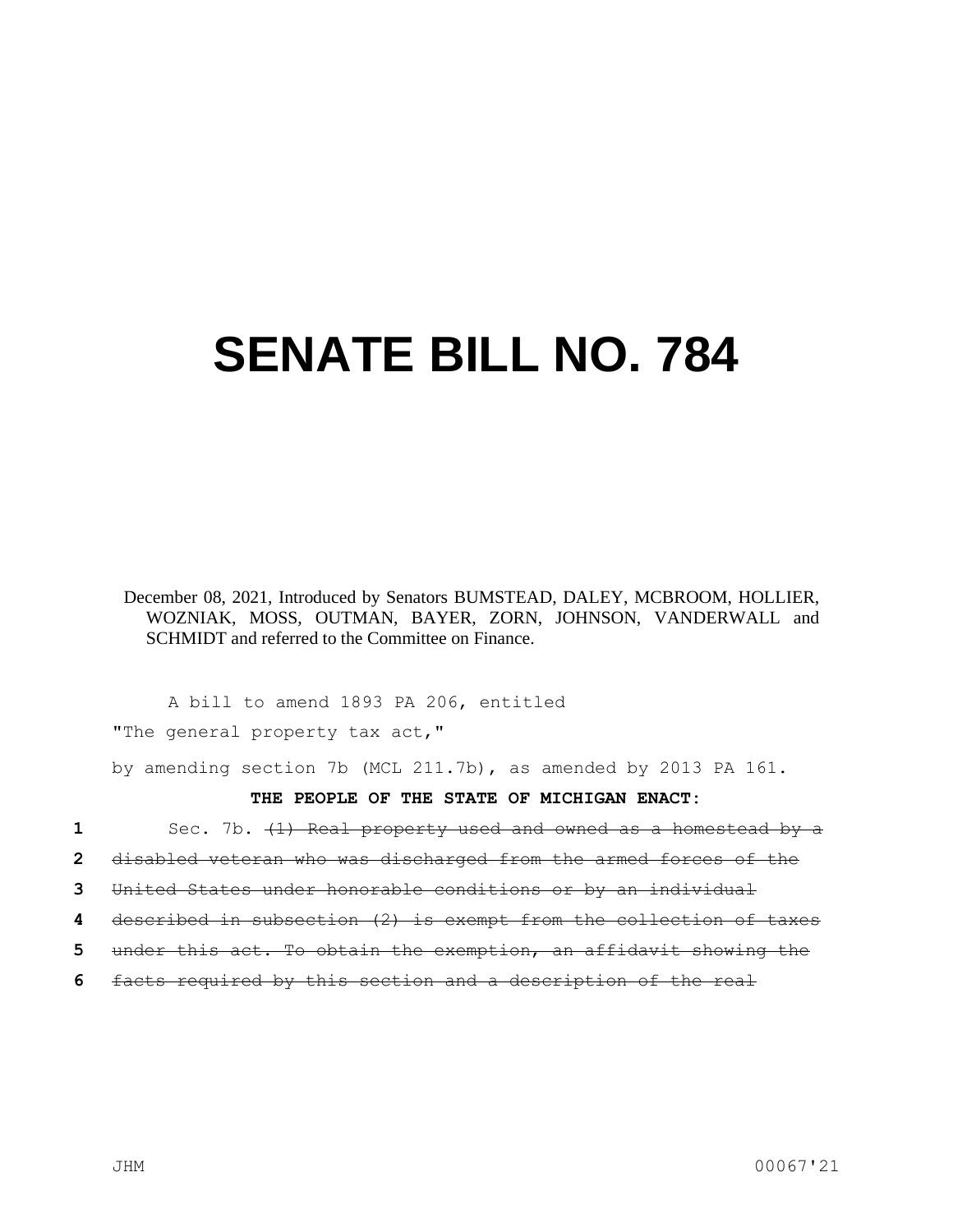# SENATE BILL NO. 784

December 08, 2021, Introduced by Senators BUMSTEAD, DALEY, MCBROOM, HOLLIER, WOZNIAK, MOSS, OUTMAN, BAYER, ZORN, JOHNSON, VANDERWALL and SCHMIDT and referred to the Committee on Finance.

A bill to amend 1893 PA 206, entitled

"The general property tax act,"

by amending section 7b (MCL 211.7b), as amended by 2013 PA 161.

**THE PEOPLE OF THE STATE OF MICHIGAN ENACT:**

1 Sec. 7b. ~~(1) Real property used and owned as a homestead by a~~
2 ~~disabled veteran who was discharged from the armed forces of the~~
3 ~~United States under honorable conditions or by an individual~~
4 ~~described in subsection (2) is exempt from the collection of taxes~~
5 ~~under this act. To obtain the exemption, an affidavit showing the~~
6 ~~facts required by this section and a description of the real~~

JHM 00067'21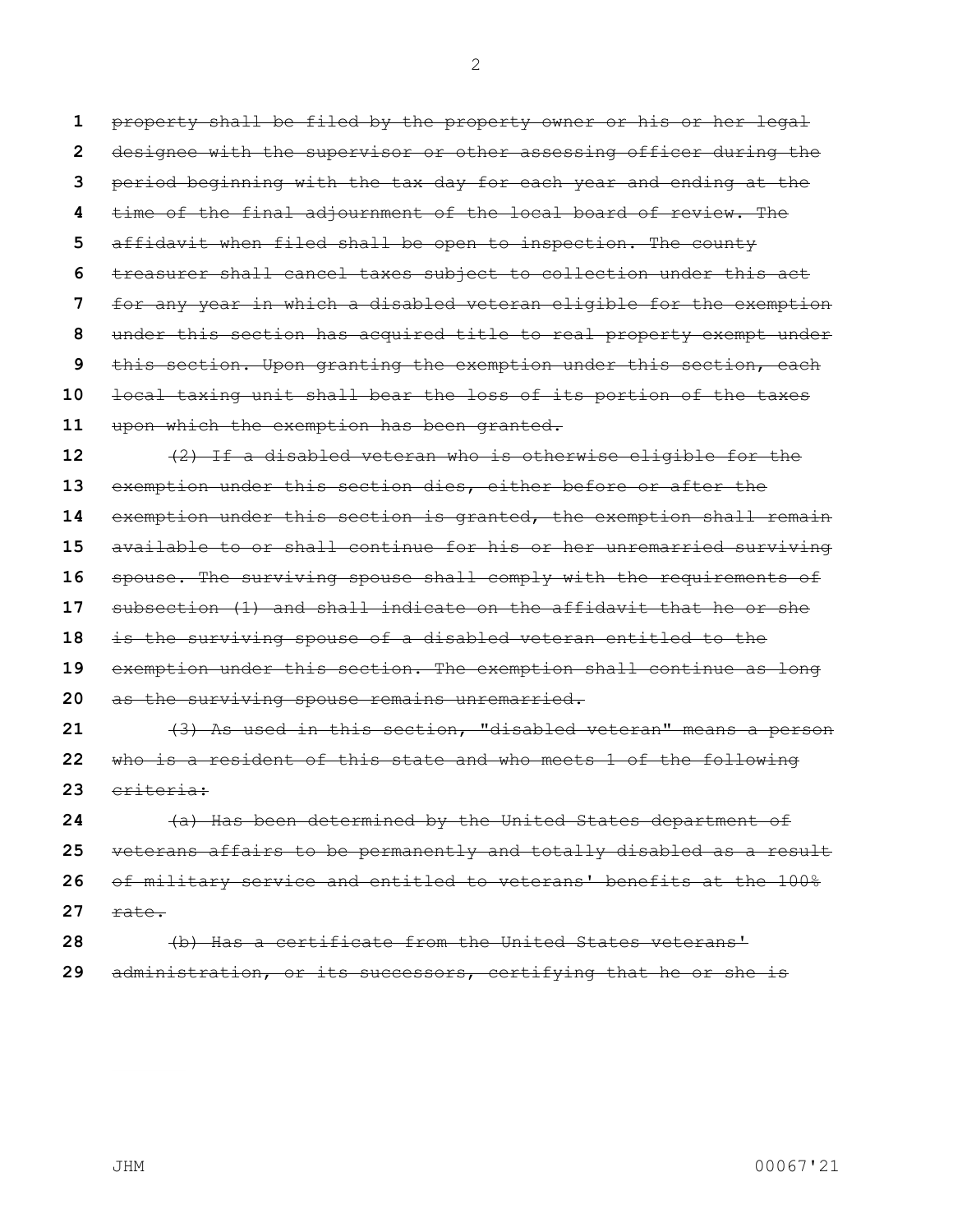~~property shall be filed by the property owner or his or her legal designee with the supervisor or other assessing officer during the period beginning with the tax day for each year and ending at the time of the final adjournment of the local board of review. The affidavit when filed shall be open to inspection. The county treasurer shall cancel taxes subject to collection under this act for any year in which a disabled veteran eligible for the exemption under this section has acquired title to real property exempt under this section. Upon granting the exemption under this section, each local taxing unit shall bear the loss of its portion of the taxes upon which the exemption has been granted.~~

~~(2) If a disabled veteran who is otherwise eligible for the exemption under this section dies, either before or after the exemption under this section is granted, the exemption shall remain available to or shall continue for his or her unremarried surviving spouse. The surviving spouse shall comply with the requirements of subsection (1) and shall indicate on the affidavit that he or she is the surviving spouse of a disabled veteran entitled to the exemption under this section. The exemption shall continue as long as the surviving spouse remains unremarried.~~

~~(3) As used in this section, "disabled veteran" means a person who is a resident of this state and who meets 1 of the following criteria:~~

~~(a) Has been determined by the United States department of veterans affairs to be permanently and totally disabled as a result of military service and entitled to veterans' benefits at the 100% rate.~~

~~(b) Has a certificate from the United States veterans' administration, or its successors, certifying that he or she is~~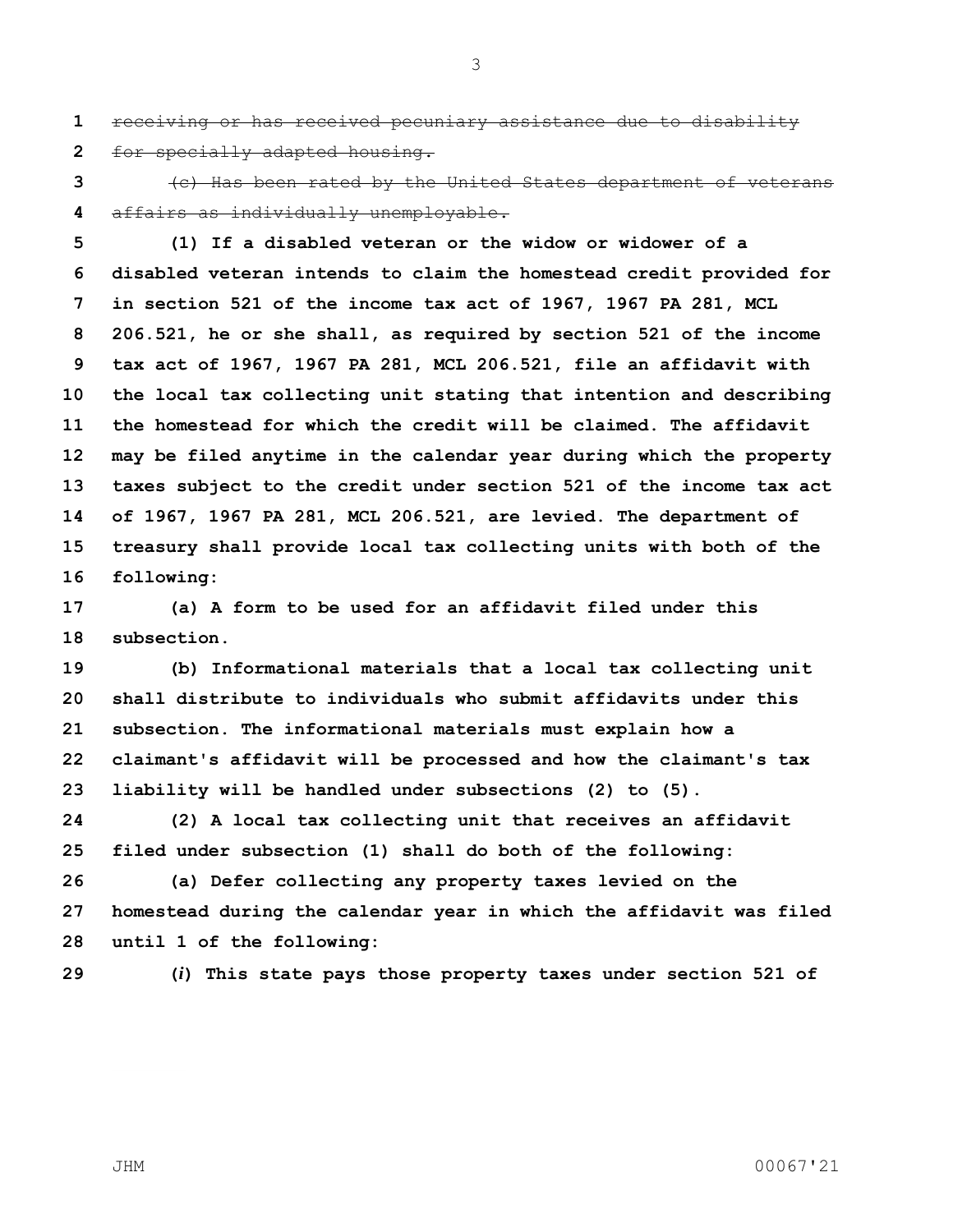~~receiving or has received pecuniary assistance due to disability for specially adapted housing.~~

~~(c) Has been rated by the United States department of veterans affairs as individually unemployable.~~

**(1) If a disabled veteran or the widow or widower of a disabled veteran intends to claim the homestead credit provided for in section 521 of the income tax act of 1967, 1967 PA 281, MCL 206.521, he or she shall, as required by section 521 of the income tax act of 1967, 1967 PA 281, MCL 206.521, file an affidavit with the local tax collecting unit stating that intention and describing the homestead for which the credit will be claimed. The affidavit may be filed anytime in the calendar year during which the property taxes subject to the credit under section 521 of the income tax act of 1967, 1967 PA 281, MCL 206.521, are levied. The department of treasury shall provide local tax collecting units with both of the following:**

**(a) A form to be used for an affidavit filed under this subsection.**

**(b) Informational materials that a local tax collecting unit shall distribute to individuals who submit affidavits under this subsection. The informational materials must explain how a claimant's affidavit will be processed and how the claimant's tax liability will be handled under subsections (2) to (5).**

**(2) A local tax collecting unit that receives an affidavit filed under subsection (1) shall do both of the following:**

**(a) Defer collecting any property taxes levied on the homestead during the calendar year in which the affidavit was filed until 1 of the following:**

**(*i*) This state pays those property taxes under section 521 of**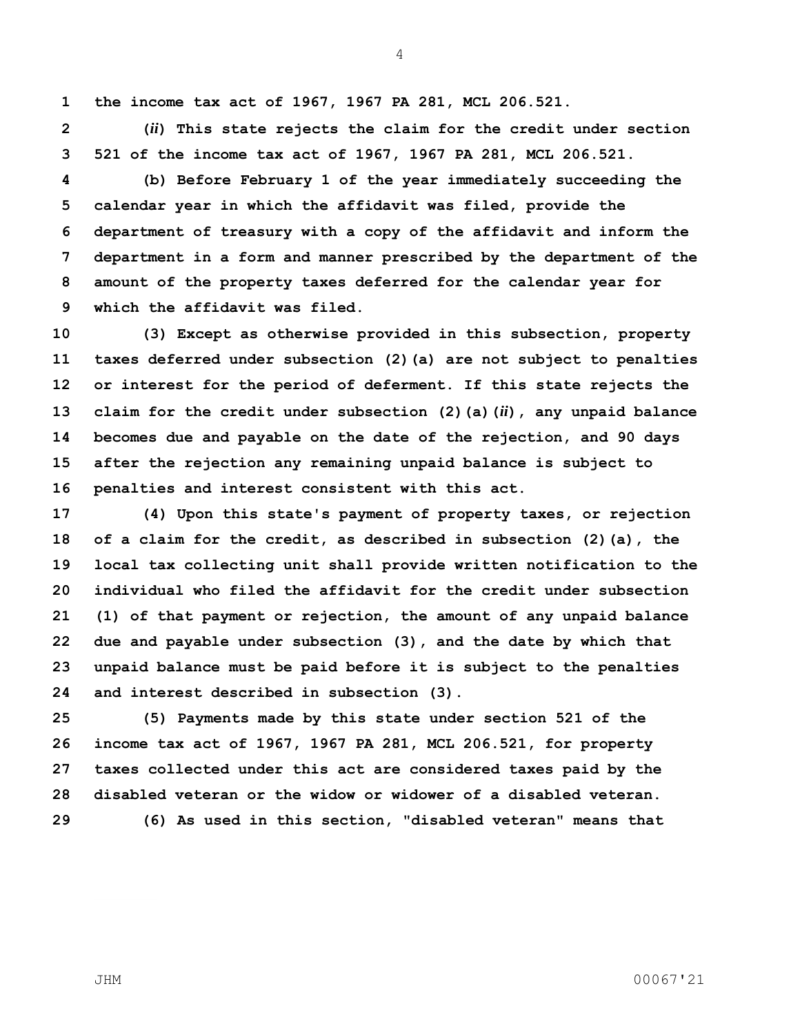**the income tax act of 1967, 1967 PA 281, MCL 206.521.**

**(*ii*) This state rejects the claim for the credit under section 521 of the income tax act of 1967, 1967 PA 281, MCL 206.521.**

**(b) Before February 1 of the year immediately succeeding the calendar year in which the affidavit was filed, provide the department of treasury with a copy of the affidavit and inform the department in a form and manner prescribed by the department of the amount of the property taxes deferred for the calendar year for which the affidavit was filed.**

**(3) Except as otherwise provided in this subsection, property taxes deferred under subsection (2)(a) are not subject to penalties or interest for the period of deferment. If this state rejects the claim for the credit under subsection (2)(a)(*ii*), any unpaid balance becomes due and payable on the date of the rejection, and 90 days after the rejection any remaining unpaid balance is subject to penalties and interest consistent with this act.**

**(4) Upon this state's payment of property taxes, or rejection of a claim for the credit, as described in subsection (2)(a), the local tax collecting unit shall provide written notification to the individual who filed the affidavit for the credit under subsection (1) of that payment or rejection, the amount of any unpaid balance due and payable under subsection (3), and the date by which that unpaid balance must be paid before it is subject to the penalties and interest described in subsection (3).**

**(5) Payments made by this state under section 521 of the income tax act of 1967, 1967 PA 281, MCL 206.521, for property taxes collected under this act are considered taxes paid by the disabled veteran or the widow or widower of a disabled veteran.**

**(6) As used in this section, "disabled veteran" means that**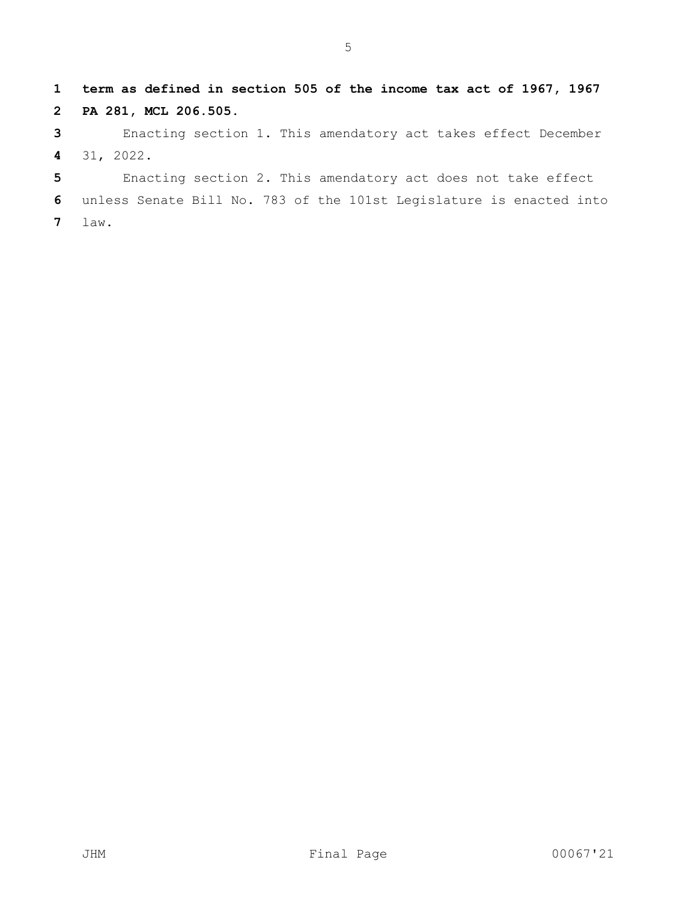**term as defined in section 505 of the income tax act of 1967, 1967 PA 281, MCL 206.505.**

Enacting section 1. This amendatory act takes effect December 31, 2022.

Enacting section 2. This amendatory act does not take effect unless Senate Bill No. 783 of the 101st Legislature is enacted into law.